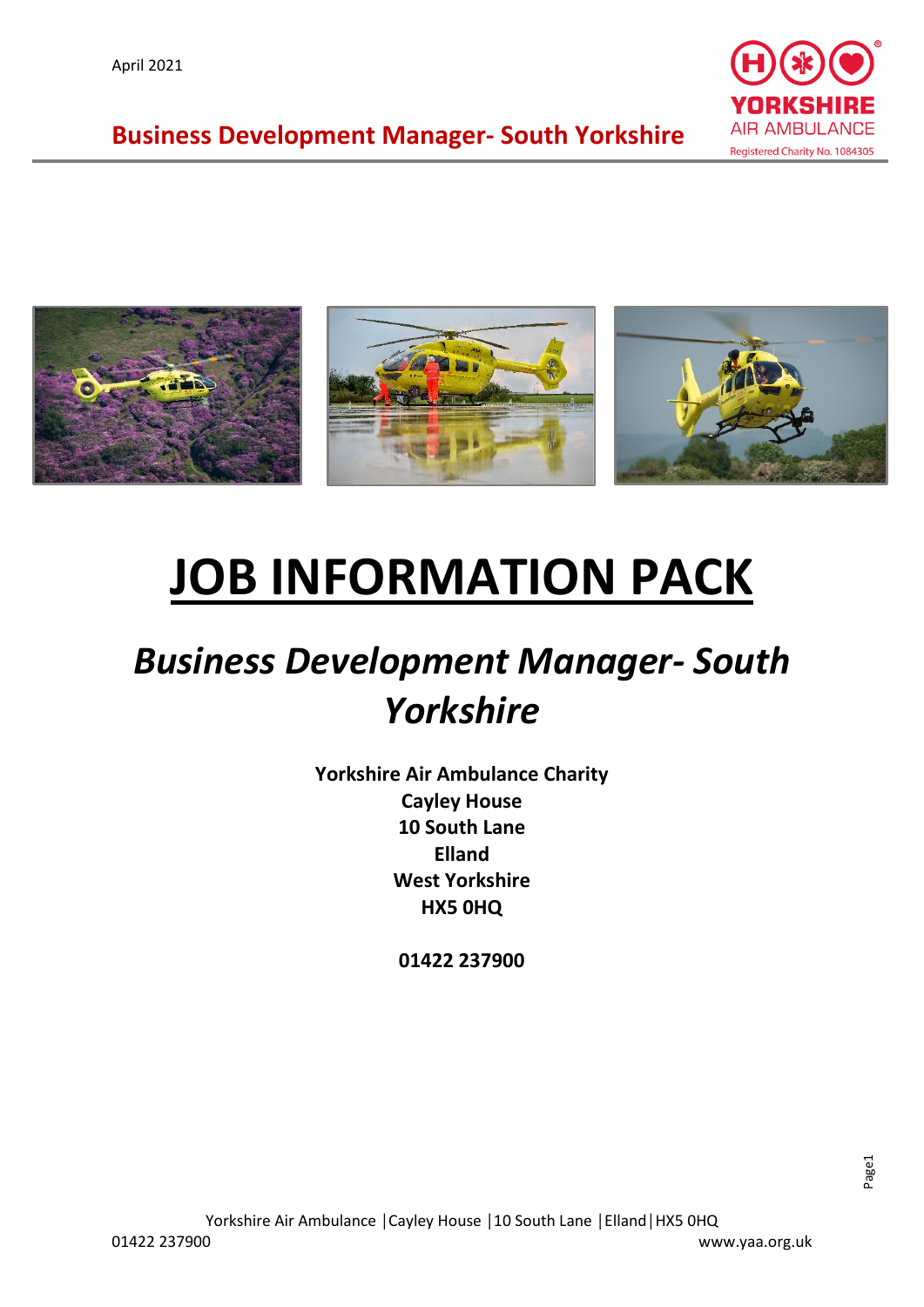April 2021

**Business Development Manager- South Yorkshire**

# JOB INFORMATION PACK

## *Business Development Manager- South Yorkshire*

**Yorkshire Air Ambulance Charity**
**Cayley House**
**10 South Lane**
**Elland**
**West Yorkshire**
**HX5 0HQ**

**01422 237900**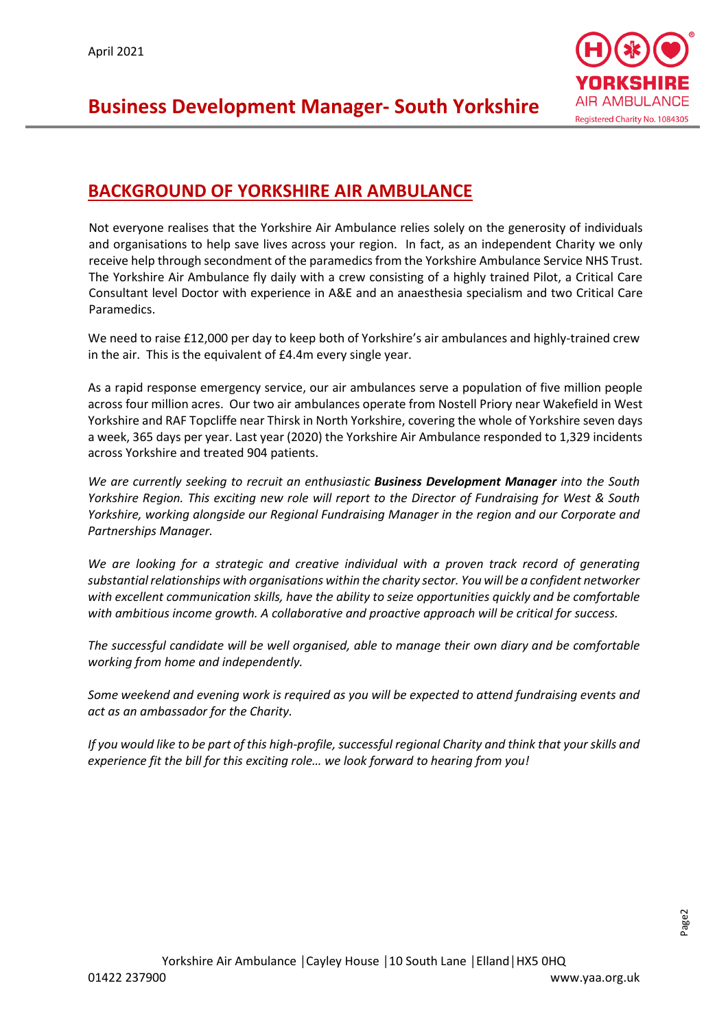April 2021

# Business Development Manager- South Yorkshire

## BACKGROUND OF YORKSHIRE AIR AMBULANCE

Not everyone realises that the Yorkshire Air Ambulance relies solely on the generosity of individuals and organisations to help save lives across your region. In fact, as an independent Charity we only receive help through secondment of the paramedics from the Yorkshire Ambulance Service NHS Trust. The Yorkshire Air Ambulance fly daily with a crew consisting of a highly trained Pilot, a Critical Care Consultant level Doctor with experience in A&E and an anaesthesia specialism and two Critical Care Paramedics.

We need to raise £12,000 per day to keep both of Yorkshire's air ambulances and highly-trained crew in the air. This is the equivalent of £4.4m every single year.

As a rapid response emergency service, our air ambulances serve a population of five million people across four million acres. Our two air ambulances operate from Nostell Priory near Wakefield in West Yorkshire and RAF Topcliffe near Thirsk in North Yorkshire, covering the whole of Yorkshire seven days a week, 365 days per year. Last year (2020) the Yorkshire Air Ambulance responded to 1,329 incidents across Yorkshire and treated 904 patients.

*We are currently seeking to recruit an enthusiastic **Business Development Manager** into the South Yorkshire Region. This exciting new role will report to the Director of Fundraising for West & South Yorkshire, working alongside our Regional Fundraising Manager in the region and our Corporate and Partnerships Manager.*

*We are looking for a strategic and creative individual with a proven track record of generating substantial relationships with organisations within the charity sector. You will be a confident networker with excellent communication skills, have the ability to seize opportunities quickly and be comfortable with ambitious income growth. A collaborative and proactive approach will be critical for success.*

*The successful candidate will be well organised, able to manage their own diary and be comfortable working from home and independently.*

*Some weekend and evening work is required as you will be expected to attend fundraising events and act as an ambassador for the Charity.*

*If you would like to be part of this high-profile, successful regional Charity and think that your skills and experience fit the bill for this exciting role… we look forward to hearing from you!*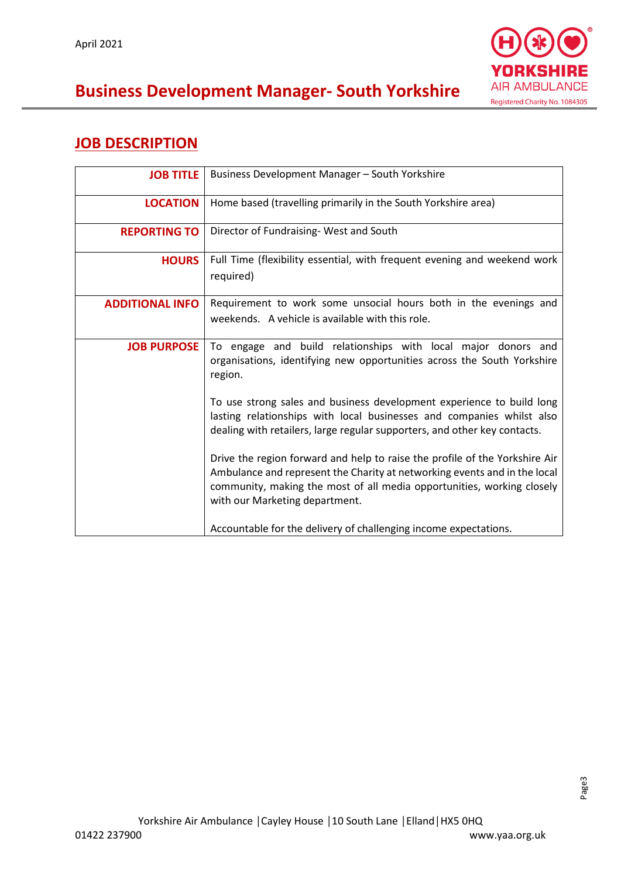April 2021

# Business Development Manager- South Yorkshire

## JOB DESCRIPTION

| | |
|---|---|
| **JOB TITLE** | Business Development Manager – South Yorkshire |
| **LOCATION** | Home based (travelling primarily in the South Yorkshire area) |
| **REPORTING TO** | Director of Fundraising- West and South |
| **HOURS** | Full Time (flexibility essential, with frequent evening and weekend work required) |
| **ADDITIONAL INFO** | Requirement to work some unsocial hours both in the evenings and weekends. A vehicle is available with this role. |
| **JOB PURPOSE** | To engage and build relationships with local major donors and organisations, identifying new opportunities across the South Yorkshire region.<br><br>To use strong sales and business development experience to build long lasting relationships with local businesses and companies whilst also dealing with retailers, large regular supporters, and other key contacts.<br><br>Drive the region forward and help to raise the profile of the Yorkshire Air Ambulance and represent the Charity at networking events and in the local community, making the most of all media opportunities, working closely with our Marketing department.<br><br>Accountable for the delivery of challenging income expectations. |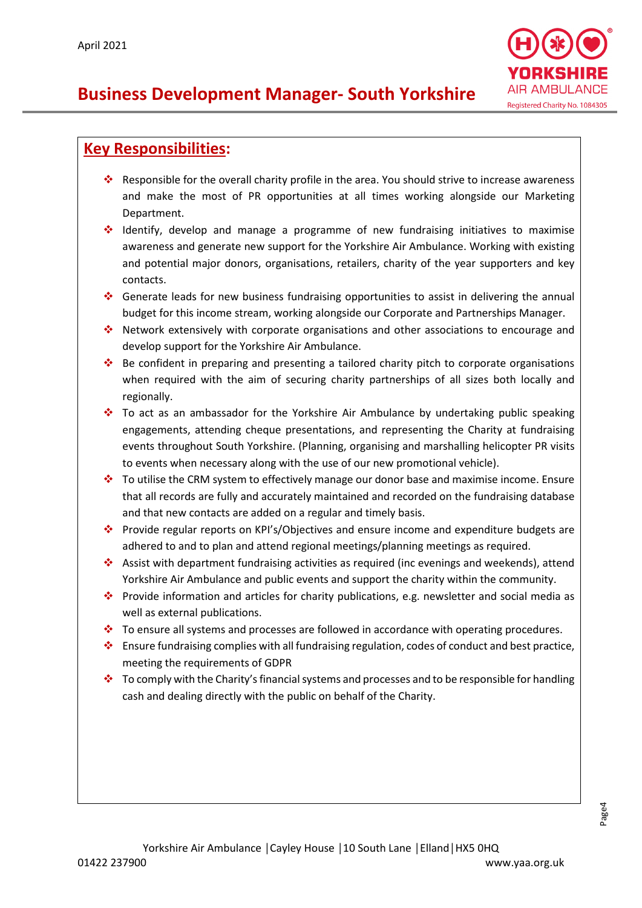# Business Development Manager- South Yorkshire

## Key Responsibilities:

- Responsible for the overall charity profile in the area. You should strive to increase awareness and make the most of PR opportunities at all times working alongside our Marketing Department.
- Identify, develop and manage a programme of new fundraising initiatives to maximise awareness and generate new support for the Yorkshire Air Ambulance. Working with existing and potential major donors, organisations, retailers, charity of the year supporters and key contacts.
- Generate leads for new business fundraising opportunities to assist in delivering the annual budget for this income stream, working alongside our Corporate and Partnerships Manager.
- Network extensively with corporate organisations and other associations to encourage and develop support for the Yorkshire Air Ambulance.
- Be confident in preparing and presenting a tailored charity pitch to corporate organisations when required with the aim of securing charity partnerships of all sizes both locally and regionally.
- To act as an ambassador for the Yorkshire Air Ambulance by undertaking public speaking engagements, attending cheque presentations, and representing the Charity at fundraising events throughout South Yorkshire. (Planning, organising and marshalling helicopter PR visits to events when necessary along with the use of our new promotional vehicle).
- To utilise the CRM system to effectively manage our donor base and maximise income. Ensure that all records are fully and accurately maintained and recorded on the fundraising database and that new contacts are added on a regular and timely basis.
- Provide regular reports on KPI's/Objectives and ensure income and expenditure budgets are adhered to and to plan and attend regional meetings/planning meetings as required.
- Assist with department fundraising activities as required (inc evenings and weekends), attend Yorkshire Air Ambulance and public events and support the charity within the community.
- Provide information and articles for charity publications, e.g. newsletter and social media as well as external publications.
- To ensure all systems and processes are followed in accordance with operating procedures.
- Ensure fundraising complies with all fundraising regulation, codes of conduct and best practice, meeting the requirements of GDPR
- To comply with the Charity's financial systems and processes and to be responsible for handling cash and dealing directly with the public on behalf of the Charity.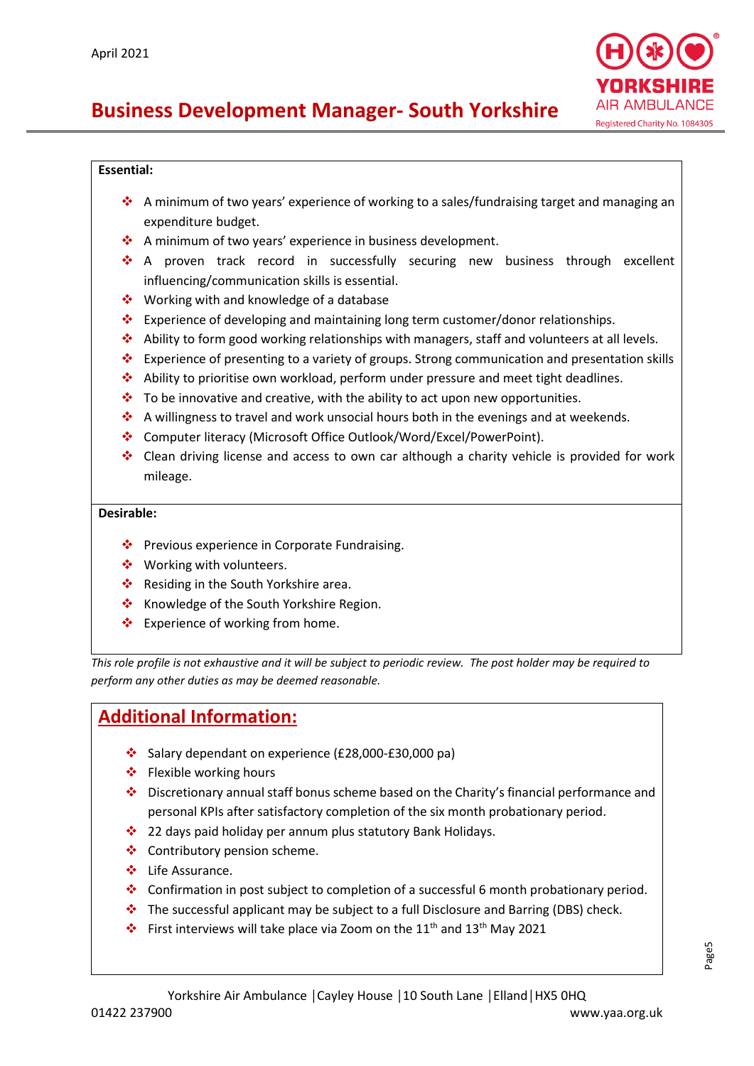April 2021

# Business Development Manager- South Yorkshire

**Essential:**

- A minimum of two years' experience of working to a sales/fundraising target and managing an expenditure budget.
- A minimum of two years' experience in business development.
- A proven track record in successfully securing new business through excellent influencing/communication skills is essential.
- Working with and knowledge of a database
- Experience of developing and maintaining long term customer/donor relationships.
- Ability to form good working relationships with managers, staff and volunteers at all levels.
- Experience of presenting to a variety of groups. Strong communication and presentation skills
- Ability to prioritise own workload, perform under pressure and meet tight deadlines.
- To be innovative and creative, with the ability to act upon new opportunities.
- A willingness to travel and work unsocial hours both in the evenings and at weekends.
- Computer literacy (Microsoft Office Outlook/Word/Excel/PowerPoint).
- Clean driving license and access to own car although a charity vehicle is provided for work mileage.

**Desirable:**

- Previous experience in Corporate Fundraising.
- Working with volunteers.
- Residing in the South Yorkshire area.
- Knowledge of the South Yorkshire Region.
- Experience of working from home.

*This role profile is not exhaustive and it will be subject to periodic review. The post holder may be required to perform any other duties as may be deemed reasonable.*

## Additional Information:

- Salary dependant on experience (£28,000-£30,000 pa)
- Flexible working hours
- Discretionary annual staff bonus scheme based on the Charity's financial performance and personal KPIs after satisfactory completion of the six month probationary period.
- 22 days paid holiday per annum plus statutory Bank Holidays.
- Contributory pension scheme.
- Life Assurance.
- Confirmation in post subject to completion of a successful 6 month probationary period.
- The successful applicant may be subject to a full Disclosure and Barring (DBS) check.
- First interviews will take place via Zoom on the 11th and 13th May 2021

Yorkshire Air Ambulance | Cayley House | 10 South Lane | Elland | HX5 0HQ
01422 237900 www.yaa.org.uk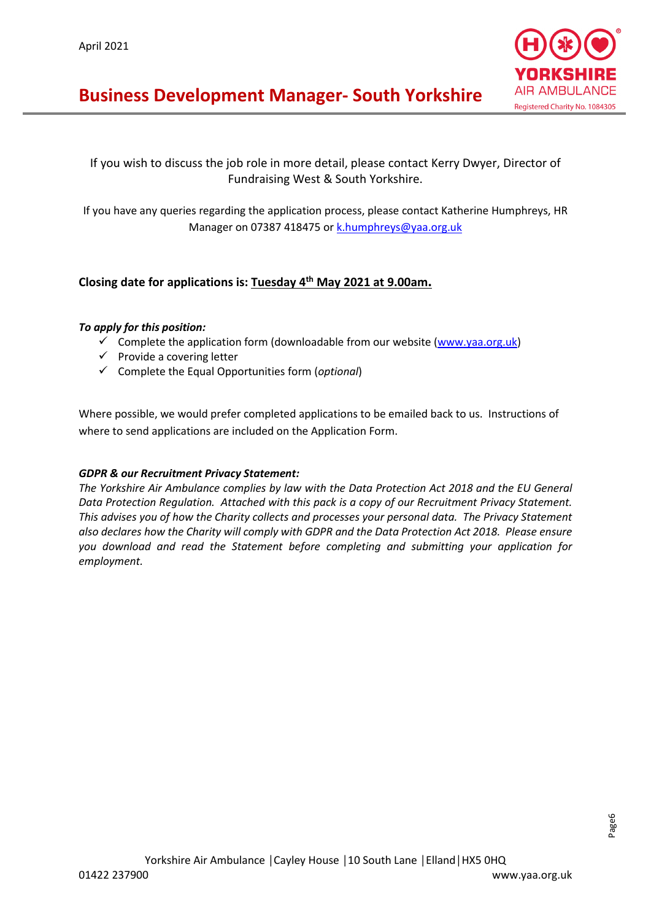April 2021

# Business Development Manager- South Yorkshire

If you wish to discuss the job role in more detail, please contact Kerry Dwyer, Director of Fundraising West & South Yorkshire.

If you have any queries regarding the application process, please contact Katherine Humphreys, HR Manager on 07387 418475 or k.humphreys@yaa.org.uk

**Closing date for applications is: Tuesday 4th May 2021 at 9.00am.**

***To apply for this position:***

- ✓ Complete the application form (downloadable from our website (www.yaa.org.uk)
- ✓ Provide a covering letter
- ✓ Complete the Equal Opportunities form (*optional*)

Where possible, we would prefer completed applications to be emailed back to us. Instructions of where to send applications are included on the Application Form.

***GDPR & our Recruitment Privacy Statement:***

*The Yorkshire Air Ambulance complies by law with the Data Protection Act 2018 and the EU General Data Protection Regulation. Attached with this pack is a copy of our Recruitment Privacy Statement. This advises you of how the Charity collects and processes your personal data. The Privacy Statement also declares how the Charity will comply with GDPR and the Data Protection Act 2018. Please ensure you download and read the Statement before completing and submitting your application for employment.*

Yorkshire Air Ambulance | Cayley House | 10 South Lane | Elland | HX5 0HQ
01422 237900 www.yaa.org.uk